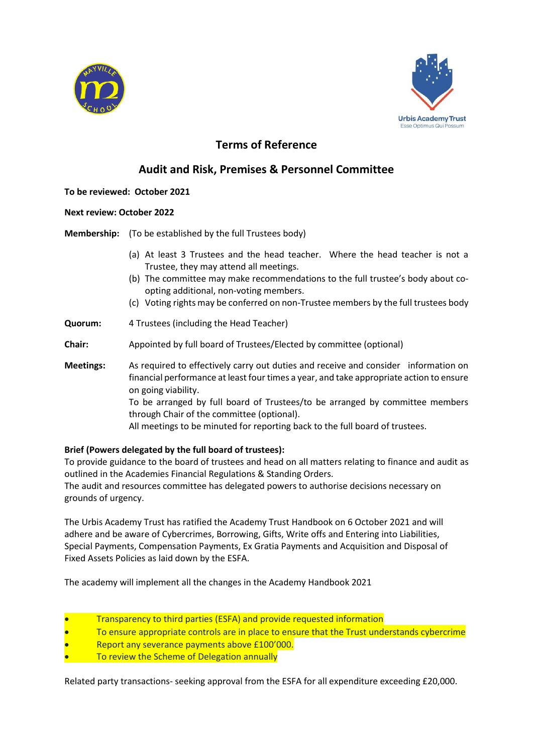## Terms of Reference

## Audit and Risk, Premises & Personnel Committee

**To be reviewed: October 2021**

**Next review: October 2022**

**Membership:** (To be established by the full Trustees body)

(a) At least 3 Trustees and the head teacher. Where the head teacher is not a Trustee, they may attend all meetings.
(b) The committee may make recommendations to the full trustee's body about co-opting additional, non-voting members.
(c) Voting rights may be conferred on non-Trustee members by the full trustees body

**Quorum:** 4 Trustees (including the Head Teacher)

**Chair:** Appointed by full board of Trustees/Elected by committee (optional)

**Meetings:** As required to effectively carry out duties and receive and consider information on financial performance at least four times a year, and take appropriate action to ensure on going viability.
To be arranged by full board of Trustees/to be arranged by committee members through Chair of the committee (optional).
All meetings to be minuted for reporting back to the full board of trustees.

**Brief (Powers delegated by the full board of trustees):**
To provide guidance to the board of trustees and head on all matters relating to finance and audit as outlined in the Academies Financial Regulations & Standing Orders.
The audit and resources committee has delegated powers to authorise decisions necessary on grounds of urgency.

The Urbis Academy Trust has ratified the Academy Trust Handbook on 6 October 2021 and will adhere and be aware of Cybercrimes, Borrowing, Gifts, Write offs and Entering into Liabilities, Special Payments, Compensation Payments, Ex Gratia Payments and Acquisition and Disposal of Fixed Assets Policies as laid down by the ESFA.

The academy will implement all the changes in the Academy Handbook 2021

- Transparency to third parties (ESFA) and provide requested information
- To ensure appropriate controls are in place to ensure that the Trust understands cybercrime
- Report any severance payments above £100'000.
- To review the Scheme of Delegation annually

Related party transactions- seeking approval from the ESFA for all expenditure exceeding £20,000.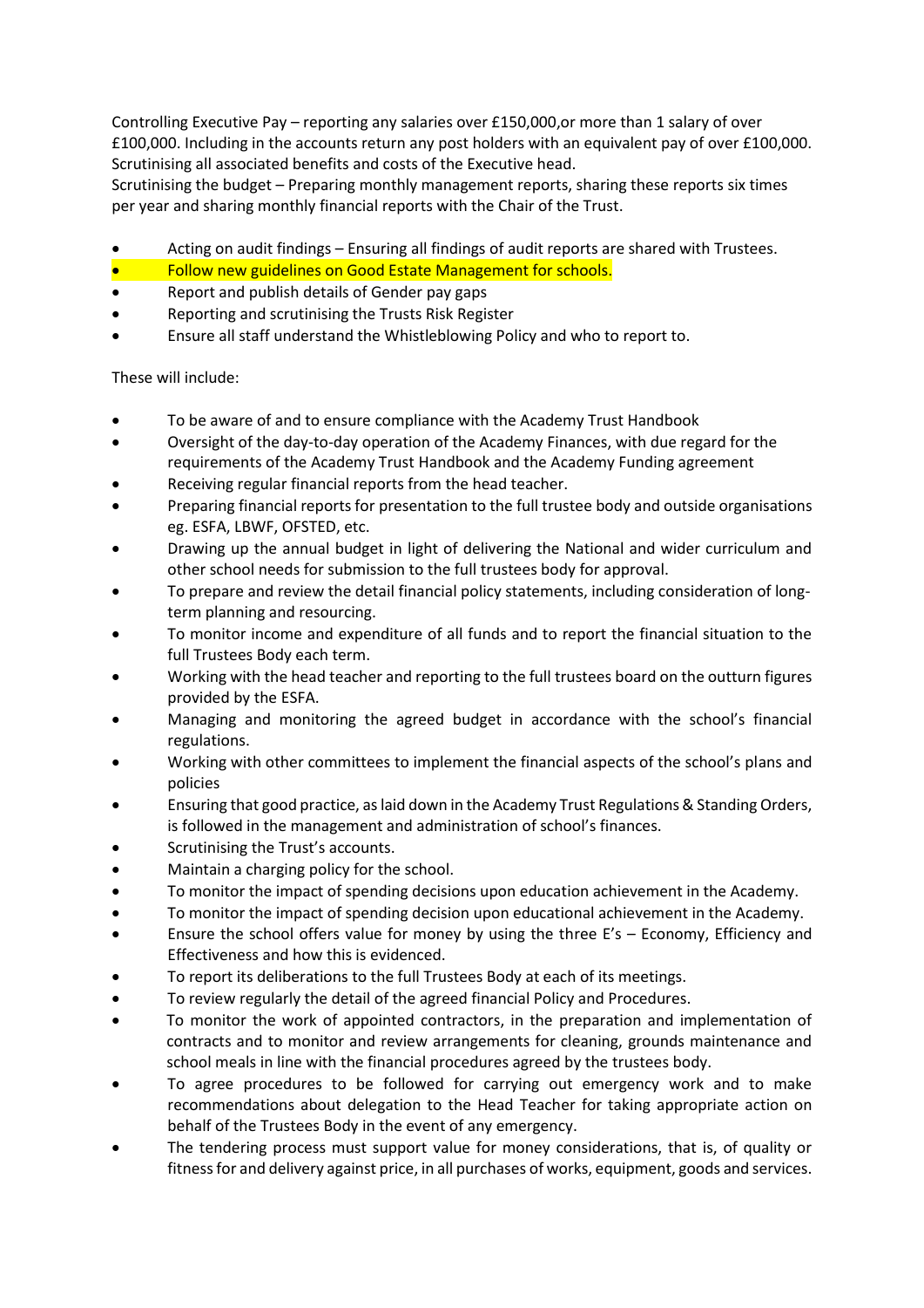Controlling Executive Pay – reporting any salaries over £150,000,or more than 1 salary of over £100,000. Including in the accounts return any post holders with an equivalent pay of over £100,000. Scrutinising all associated benefits and costs of the Executive head.

Scrutinising the budget – Preparing monthly management reports, sharing these reports six times per year and sharing monthly financial reports with the Chair of the Trust.

- Acting on audit findings – Ensuring all findings of audit reports are shared with Trustees.
- Follow new guidelines on Good Estate Management for schools.
- Report and publish details of Gender pay gaps
- Reporting and scrutinising the Trusts Risk Register
- Ensure all staff understand the Whistleblowing Policy and who to report to.

These will include:

- To be aware of and to ensure compliance with the Academy Trust Handbook
- Oversight of the day-to-day operation of the Academy Finances, with due regard for the requirements of the Academy Trust Handbook and the Academy Funding agreement
- Receiving regular financial reports from the head teacher.
- Preparing financial reports for presentation to the full trustee body and outside organisations eg. ESFA, LBWF, OFSTED, etc.
- Drawing up the annual budget in light of delivering the National and wider curriculum and other school needs for submission to the full trustees body for approval.
- To prepare and review the detail financial policy statements, including consideration of long-term planning and resourcing.
- To monitor income and expenditure of all funds and to report the financial situation to the full Trustees Body each term.
- Working with the head teacher and reporting to the full trustees board on the outturn figures provided by the ESFA.
- Managing and monitoring the agreed budget in accordance with the school's financial regulations.
- Working with other committees to implement the financial aspects of the school's plans and policies
- Ensuring that good practice, as laid down in the Academy Trust Regulations & Standing Orders, is followed in the management and administration of school's finances.
- Scrutinising the Trust's accounts.
- Maintain a charging policy for the school.
- To monitor the impact of spending decisions upon education achievement in the Academy.
- To monitor the impact of spending decision upon educational achievement in the Academy.
- Ensure the school offers value for money by using the three E's – Economy, Efficiency and Effectiveness and how this is evidenced.
- To report its deliberations to the full Trustees Body at each of its meetings.
- To review regularly the detail of the agreed financial Policy and Procedures.
- To monitor the work of appointed contractors, in the preparation and implementation of contracts and to monitor and review arrangements for cleaning, grounds maintenance and school meals in line with the financial procedures agreed by the trustees body.
- To agree procedures to be followed for carrying out emergency work and to make recommendations about delegation to the Head Teacher for taking appropriate action on behalf of the Trustees Body in the event of any emergency.
- The tendering process must support value for money considerations, that is, of quality or fitness for and delivery against price, in all purchases of works, equipment, goods and services.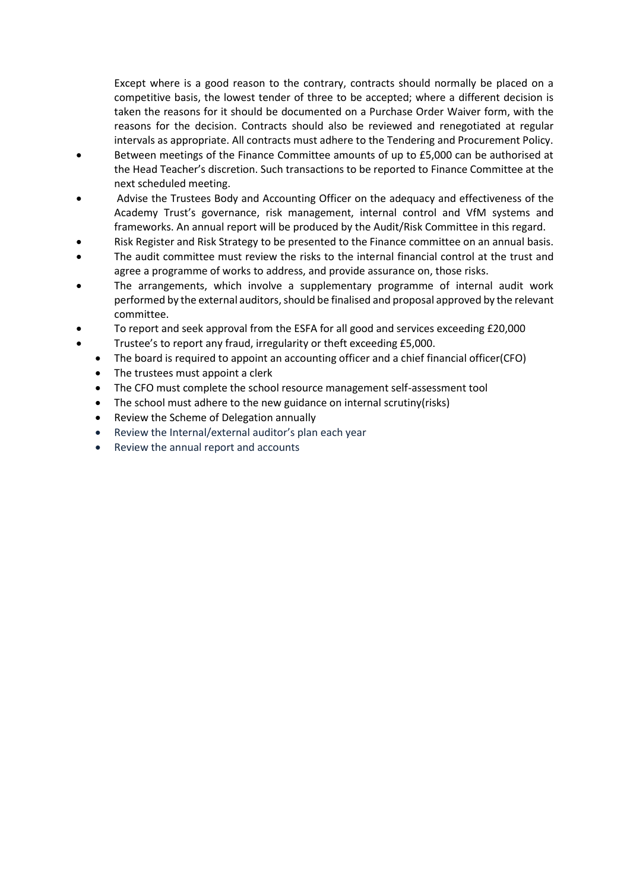Except where is a good reason to the contrary, contracts should normally be placed on a competitive basis, the lowest tender of three to be accepted; where a different decision is taken the reasons for it should be documented on a Purchase Order Waiver form, with the reasons for the decision. Contracts should also be reviewed and renegotiated at regular intervals as appropriate. All contracts must adhere to the Tendering and Procurement Policy.

- Between meetings of the Finance Committee amounts of up to £5,000 can be authorised at the Head Teacher's discretion. Such transactions to be reported to Finance Committee at the next scheduled meeting.
- Advise the Trustees Body and Accounting Officer on the adequacy and effectiveness of the Academy Trust's governance, risk management, internal control and VfM systems and frameworks. An annual report will be produced by the Audit/Risk Committee in this regard.
- Risk Register and Risk Strategy to be presented to the Finance committee on an annual basis.
- The audit committee must review the risks to the internal financial control at the trust and agree a programme of works to address, and provide assurance on, those risks.
- The arrangements, which involve a supplementary programme of internal audit work performed by the external auditors, should be finalised and proposal approved by the relevant committee.
- To report and seek approval from the ESFA for all good and services exceeding £20,000
- Trustee's to report any fraud, irregularity or theft exceeding £5,000.
- The board is required to appoint an accounting officer and a chief financial officer(CFO)
- The trustees must appoint a clerk
- The CFO must complete the school resource management self-assessment tool
- The school must adhere to the new guidance on internal scrutiny(risks)
- Review the Scheme of Delegation annually
- Review the Internal/external auditor's plan each year
- Review the annual report and accounts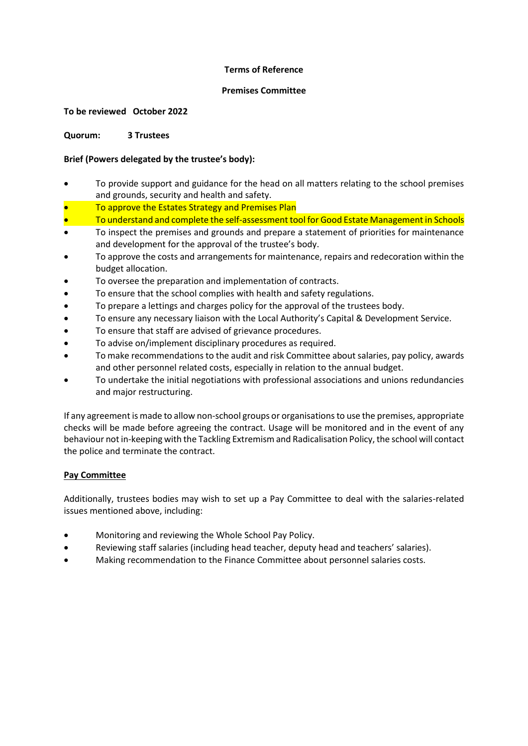**Terms of Reference**

**Premises Committee**

**To be reviewed October 2022**

**Quorum: 3 Trustees**

**Brief (Powers delegated by the trustee's body):**

- To provide support and guidance for the head on all matters relating to the school premises and grounds, security and health and safety.
- To approve the Estates Strategy and Premises Plan
- To understand and complete the self-assessment tool for Good Estate Management in Schools
- To inspect the premises and grounds and prepare a statement of priorities for maintenance and development for the approval of the trustee's body.
- To approve the costs and arrangements for maintenance, repairs and redecoration within the budget allocation.
- To oversee the preparation and implementation of contracts.
- To ensure that the school complies with health and safety regulations.
- To prepare a lettings and charges policy for the approval of the trustees body.
- To ensure any necessary liaison with the Local Authority's Capital & Development Service.
- To ensure that staff are advised of grievance procedures.
- To advise on/implement disciplinary procedures as required.
- To make recommendations to the audit and risk Committee about salaries, pay policy, awards and other personnel related costs, especially in relation to the annual budget.
- To undertake the initial negotiations with professional associations and unions redundancies and major restructuring.

If any agreement is made to allow non-school groups or organisations to use the premises, appropriate checks will be made before agreeing the contract. Usage will be monitored and in the event of any behaviour not in-keeping with the Tackling Extremism and Radicalisation Policy, the school will contact the police and terminate the contract.

**Pay Committee**

Additionally, trustees bodies may wish to set up a Pay Committee to deal with the salaries-related issues mentioned above, including:

- Monitoring and reviewing the Whole School Pay Policy.
- Reviewing staff salaries (including head teacher, deputy head and teachers' salaries).
- Making recommendation to the Finance Committee about personnel salaries costs.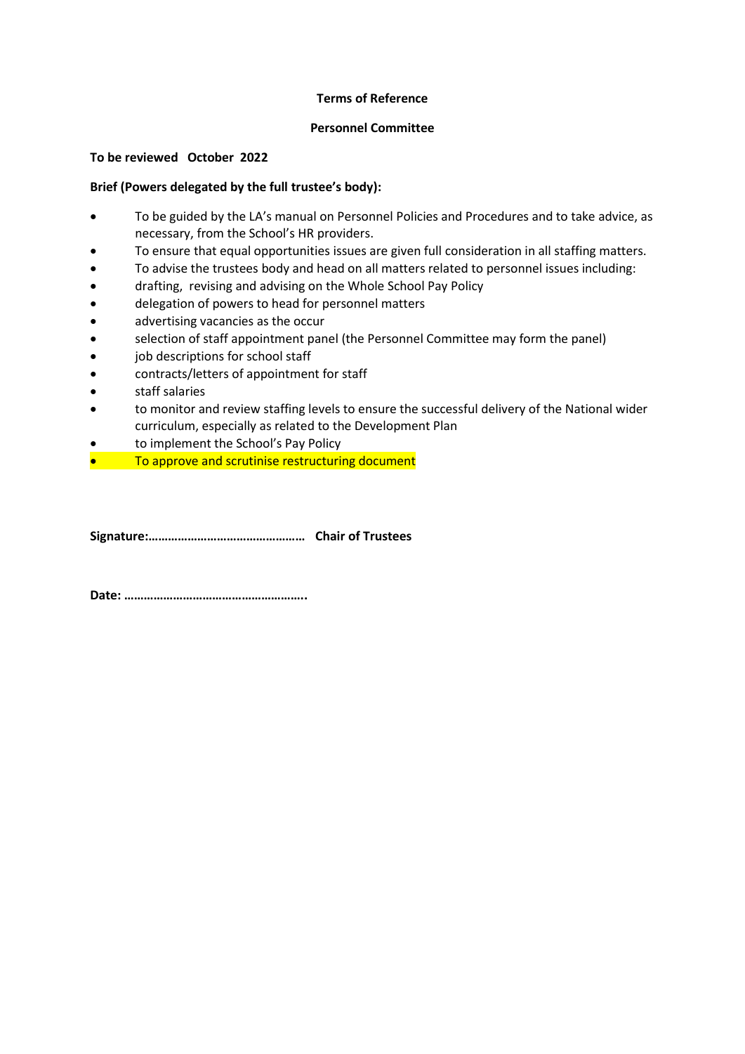**Terms of Reference**

**Personnel Committee**

**To be reviewed October 2022**

**Brief (Powers delegated by the full trustee's body):**

- To be guided by the LA's manual on Personnel Policies and Procedures and to take advice, as necessary, from the School's HR providers.
- To ensure that equal opportunities issues are given full consideration in all staffing matters.
- To advise the trustees body and head on all matters related to personnel issues including:
- drafting, revising and advising on the Whole School Pay Policy
- delegation of powers to head for personnel matters
- advertising vacancies as the occur
- selection of staff appointment panel (the Personnel Committee may form the panel)
- job descriptions for school staff
- contracts/letters of appointment for staff
- staff salaries
- to monitor and review staffing levels to ensure the successful delivery of the National wider curriculum, especially as related to the Development Plan
- to implement the School's Pay Policy
- To approve and scrutinise restructuring document

**Signature:………………………………………… Chair of Trustees**

**Date: ………………………………………………..**